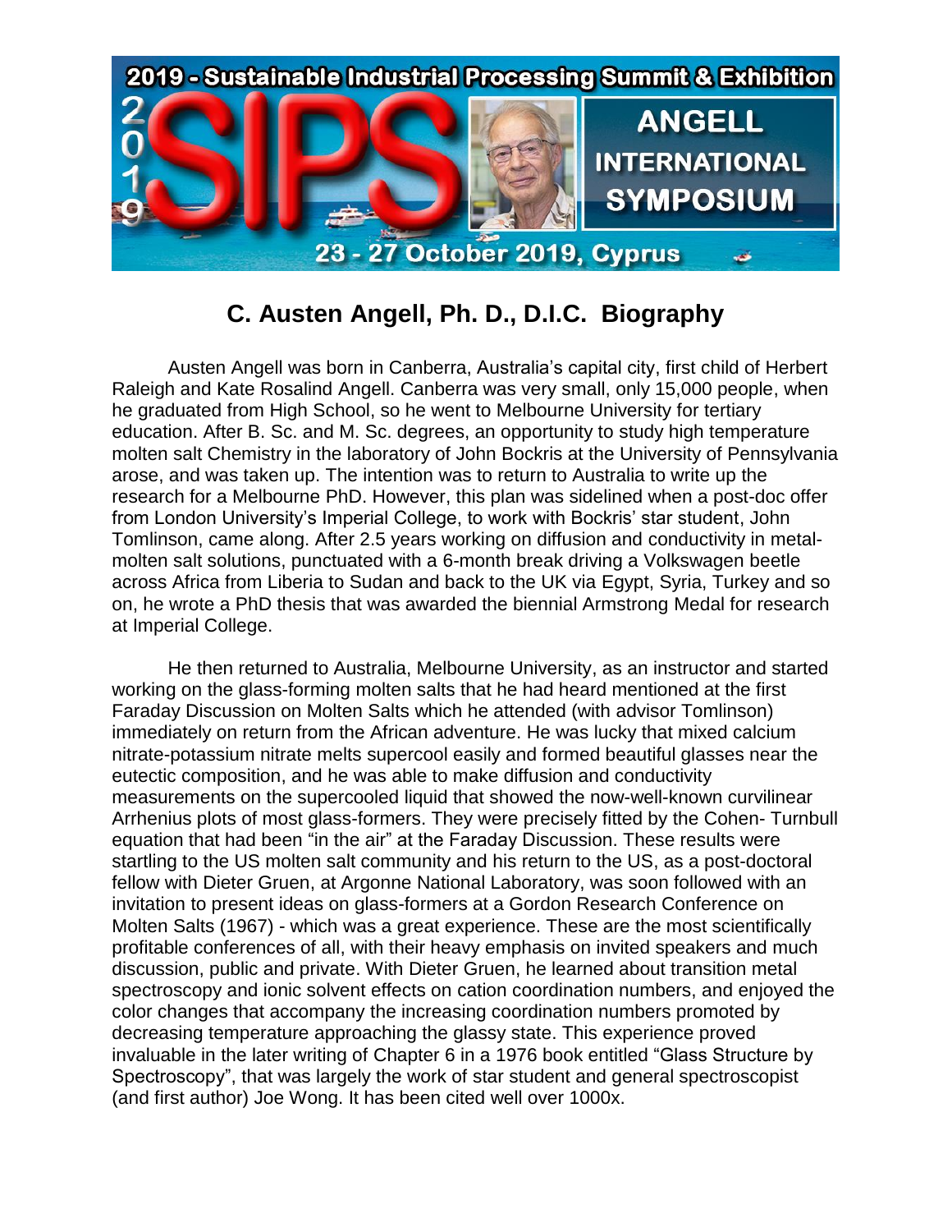# C. Austen Angell, Ph. D., D.I.C. Biography

Austen Angell was born in Canberra, Australia's capital city, first child of Herbert Raleigh and Kate Rosalind Angell. Canberra was very small, only 15,000 people, when he graduated from High School, so he went to Melbourne University for tertiary education. After B. Sc. and M. Sc. degrees, an opportunity to study high temperature molten salt Chemistry in the laboratory of John Bockris at the University of Pennsylvania arose, and was taken up. The intention was to return to Australia to write up the research for a Melbourne PhD. However, this plan was sidelined when a post-doc offer from London University's Imperial College, to work with Bockris' star student, John Tomlinson, came along. After 2.5 years working on diffusion and conductivity in metal-molten salt solutions, punctuated with a 6-month break driving a Volkswagen beetle across Africa from Liberia to Sudan and back to the UK via Egypt, Syria, Turkey and so on, he wrote a PhD thesis that was awarded the biennial Armstrong Medal for research at Imperial College.

He then returned to Australia, Melbourne University, as an instructor and started working on the glass-forming molten salts that he had heard mentioned at the first Faraday Discussion on Molten Salts which he attended (with advisor Tomlinson) immediately on return from the African adventure. He was lucky that mixed calcium nitrate-potassium nitrate melts supercool easily and formed beautiful glasses near the eutectic composition, and he was able to make diffusion and conductivity measurements on the supercooled liquid that showed the now-well-known curvilinear Arrhenius plots of most glass-formers. They were precisely fitted by the Cohen- Turnbull equation that had been "in the air" at the Faraday Discussion. These results were startling to the US molten salt community and his return to the US, as a post-doctoral fellow with Dieter Gruen, at Argonne National Laboratory, was soon followed with an invitation to present ideas on glass-formers at a Gordon Research Conference on Molten Salts (1967) - which was a great experience. These are the most scientifically profitable conferences of all, with their heavy emphasis on invited speakers and much discussion, public and private. With Dieter Gruen, he learned about transition metal spectroscopy and ionic solvent effects on cation coordination numbers, and enjoyed the color changes that accompany the increasing coordination numbers promoted by decreasing temperature approaching the glassy state. This experience proved invaluable in the later writing of Chapter 6 in a 1976 book entitled "Glass Structure by Spectroscopy", that was largely the work of star student and general spectroscopist (and first author) Joe Wong. It has been cited well over 1000x.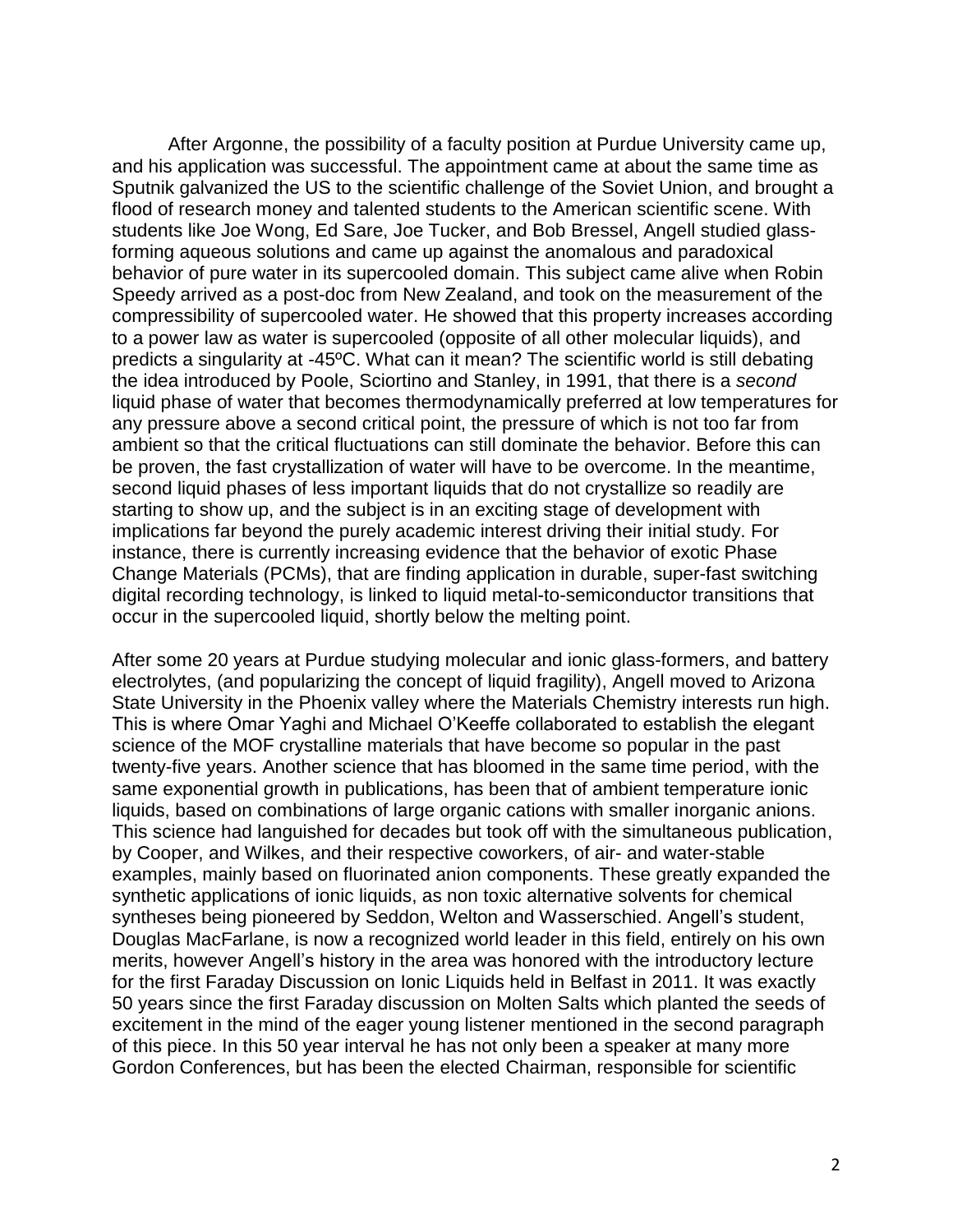After Argonne, the possibility of a faculty position at Purdue University came up, and his application was successful. The appointment came at about the same time as Sputnik galvanized the US to the scientific challenge of the Soviet Union, and brought a flood of research money and talented students to the American scientific scene. With students like Joe Wong, Ed Sare, Joe Tucker, and Bob Bressel, Angell studied glass-forming aqueous solutions and came up against the anomalous and paradoxical behavior of pure water in its supercooled domain. This subject came alive when Robin Speedy arrived as a post-doc from New Zealand, and took on the measurement of the compressibility of supercooled water. He showed that this property increases according to a power law as water is supercooled (opposite of all other molecular liquids), and predicts a singularity at -45ºC. What can it mean? The scientific world is still debating the idea introduced by Poole, Sciortino and Stanley, in 1991, that there is a *second* liquid phase of water that becomes thermodynamically preferred at low temperatures for any pressure above a second critical point, the pressure of which is not too far from ambient so that the critical fluctuations can still dominate the behavior. Before this can be proven, the fast crystallization of water will have to be overcome. In the meantime, second liquid phases of less important liquids that do not crystallize so readily are starting to show up, and the subject is in an exciting stage of development with implications far beyond the purely academic interest driving their initial study. For instance, there is currently increasing evidence that the behavior of exotic Phase Change Materials (PCMs), that are finding application in durable, super-fast switching digital recording technology, is linked to liquid metal-to-semiconductor transitions that occur in the supercooled liquid, shortly below the melting point.

After some 20 years at Purdue studying molecular and ionic glass-formers, and battery electrolytes, (and popularizing the concept of liquid fragility), Angell moved to Arizona State University in the Phoenix valley where the Materials Chemistry interests run high. This is where Omar Yaghi and Michael O'Keeffe collaborated to establish the elegant science of the MOF crystalline materials that have become so popular in the past twenty-five years. Another science that has bloomed in the same time period, with the same exponential growth in publications, has been that of ambient temperature ionic liquids, based on combinations of large organic cations with smaller inorganic anions. This science had languished for decades but took off with the simultaneous publication, by Cooper, and Wilkes, and their respective coworkers, of air- and water-stable examples, mainly based on fluorinated anion components. These greatly expanded the synthetic applications of ionic liquids, as non toxic alternative solvents for chemical syntheses being pioneered by Seddon, Welton and Wasserschied. Angell's student, Douglas MacFarlane, is now a recognized world leader in this field, entirely on his own merits, however Angell's history in the area was honored with the introductory lecture for the first Faraday Discussion on Ionic Liquids held in Belfast in 2011. It was exactly 50 years since the first Faraday discussion on Molten Salts which planted the seeds of excitement in the mind of the eager young listener mentioned in the second paragraph of this piece. In this 50 year interval he has not only been a speaker at many more Gordon Conferences, but has been the elected Chairman, responsible for scientific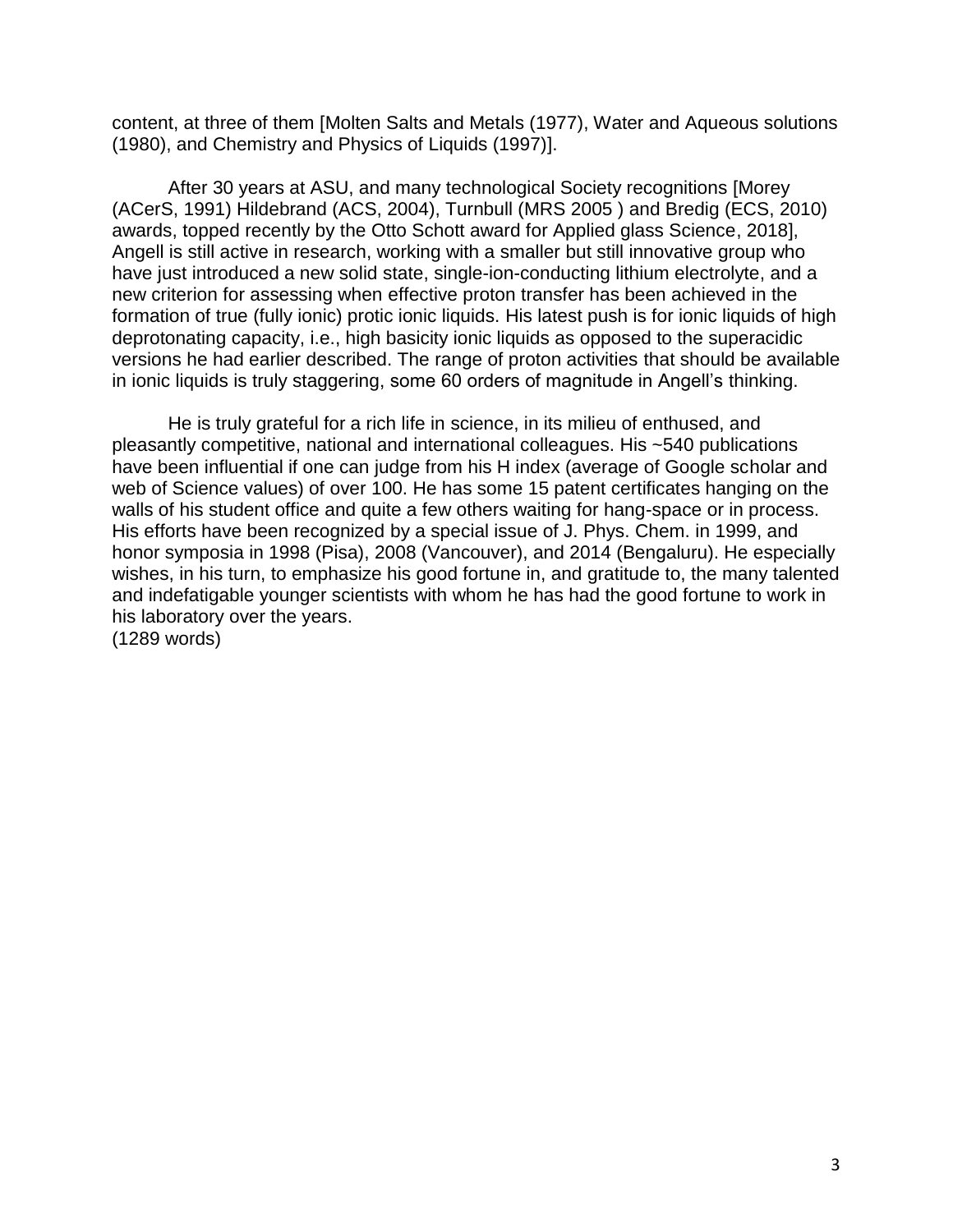content, at three of them [Molten Salts and Metals (1977), Water and Aqueous solutions (1980), and Chemistry and Physics of Liquids (1997)].

After 30 years at ASU, and many technological Society recognitions [Morey (ACerS, 1991) Hildebrand (ACS, 2004), Turnbull (MRS 2005 ) and Bredig (ECS, 2010) awards, topped recently by the Otto Schott award for Applied glass Science, 2018], Angell is still active in research, working with a smaller but still innovative group who have just introduced a new solid state, single-ion-conducting lithium electrolyte, and a new criterion for assessing when effective proton transfer has been achieved in the formation of true (fully ionic) protic ionic liquids. His latest push is for ionic liquids of high deprotonating capacity, i.e., high basicity ionic liquids as opposed to the superacidic versions he had earlier described. The range of proton activities that should be available in ionic liquids is truly staggering, some 60 orders of magnitude in Angell's thinking.

He is truly grateful for a rich life in science, in its milieu of enthused, and pleasantly competitive, national and international colleagues. His ~540 publications have been influential if one can judge from his H index (average of Google scholar and web of Science values) of over 100. He has some 15 patent certificates hanging on the walls of his student office and quite a few others waiting for hang-space or in process. His efforts have been recognized by a special issue of J. Phys. Chem. in 1999, and honor symposia in 1998 (Pisa), 2008 (Vancouver), and 2014 (Bengaluru). He especially wishes, in his turn, to emphasize his good fortune in, and gratitude to, the many talented and indefatigable younger scientists with whom he has had the good fortune to work in his laboratory over the years.
(1289 words)